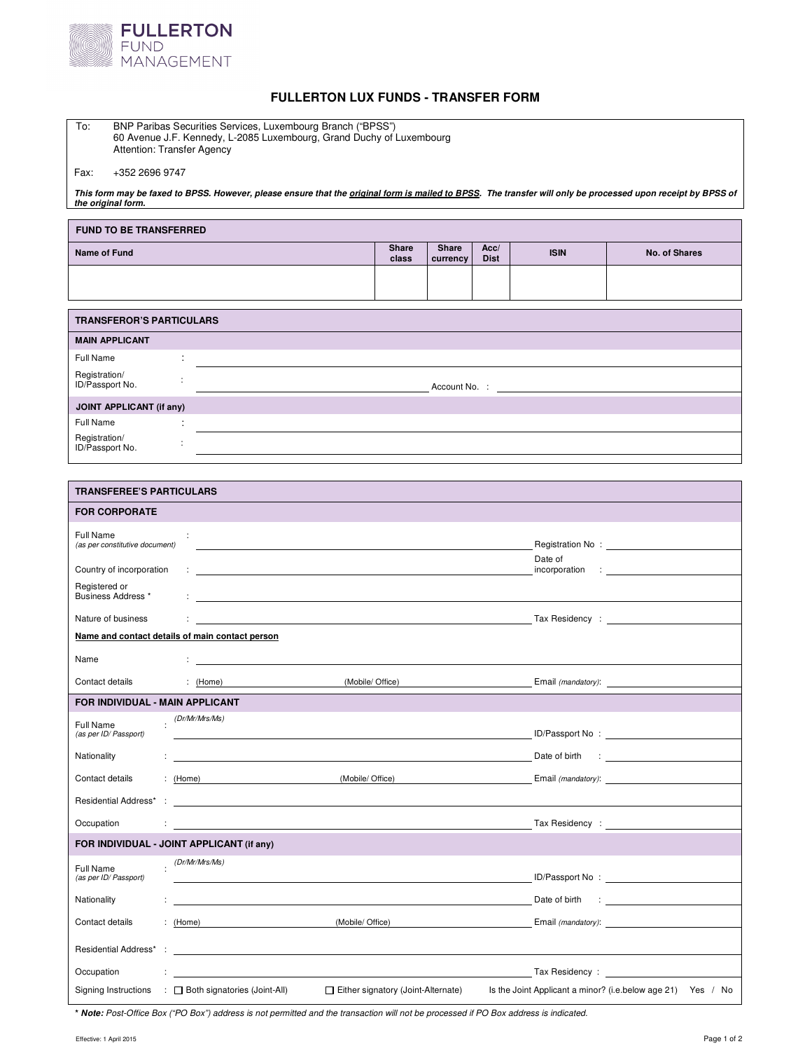FULLERTON FUND MANAGEMENT

# FULLERTON LUX FUNDS - TRANSFER FORM

To: BNP Paribas Securities Services, Luxembourg Branch (“BPSS”)
60 Avenue J.F. Kennedy, L-2085 Luxembourg, Grand Duchy of Luxembourg
Attention: Transfer Agency

Fax: +352 2696 9747

***This form may be faxed to BPSS. However, please ensure that the original form is mailed to BPSS. The transfer will only be processed upon receipt by BPSS of the original form.***

## FUND TO BE TRANSFERRED

| Name of Fund | Share class | Share currency | Acc/ Dist | ISIN | No. of Shares |
|---|---|---|---|---|---|
| | | | | | |

## TRANSFEROR'S PARTICULARS

### MAIN APPLICANT

Full Name :

Registration/ ID/Passport No. : Account No. :

### JOINT APPLICANT (if any)

Full Name :

Registration/ ID/Passport No. :

## TRANSFEREE'S PARTICULARS

### FOR CORPORATE

Full Name *(as per constitutive document)* : Registration No :

Country of incorporation : Date of incorporation :

Registered or Business Address * :

Nature of business : Tax Residency :

**Name and contact details of main contact person**

Name :

Contact details : (Home) (Mobile/ Office) Email *(mandatory)*:

### FOR INDIVIDUAL - MAIN APPLICANT

Full Name *(as per ID/ Passport)* : *(Dr/Mr/Mrs/Ms)* ID/Passport No :

Nationality : Date of birth :

Contact details : (Home) (Mobile/ Office) Email *(mandatory)*:

Residential Address* :

Occupation : Tax Residency :

### FOR INDIVIDUAL - JOINT APPLICANT (if any)

Full Name *(as per ID/ Passport)* : *(Dr/Mr/Mrs/Ms)* ID/Passport No :

Nationality : Date of birth :

Contact details : (Home) (Mobile/ Office) Email *(mandatory)*:

Residential Address* :

Occupation : Tax Residency :

Signing Instructions : ☐ Both signatories (Joint-All) ☐ Either signatory (Joint-Alternate) Is the Joint Applicant a minor? (i.e.below age 21) Yes / No

*** Note:** *Post-Office Box (“PO Box”) address is not permitted and the transaction will not be processed if PO Box address is indicated.*

Effective: 1 April 2015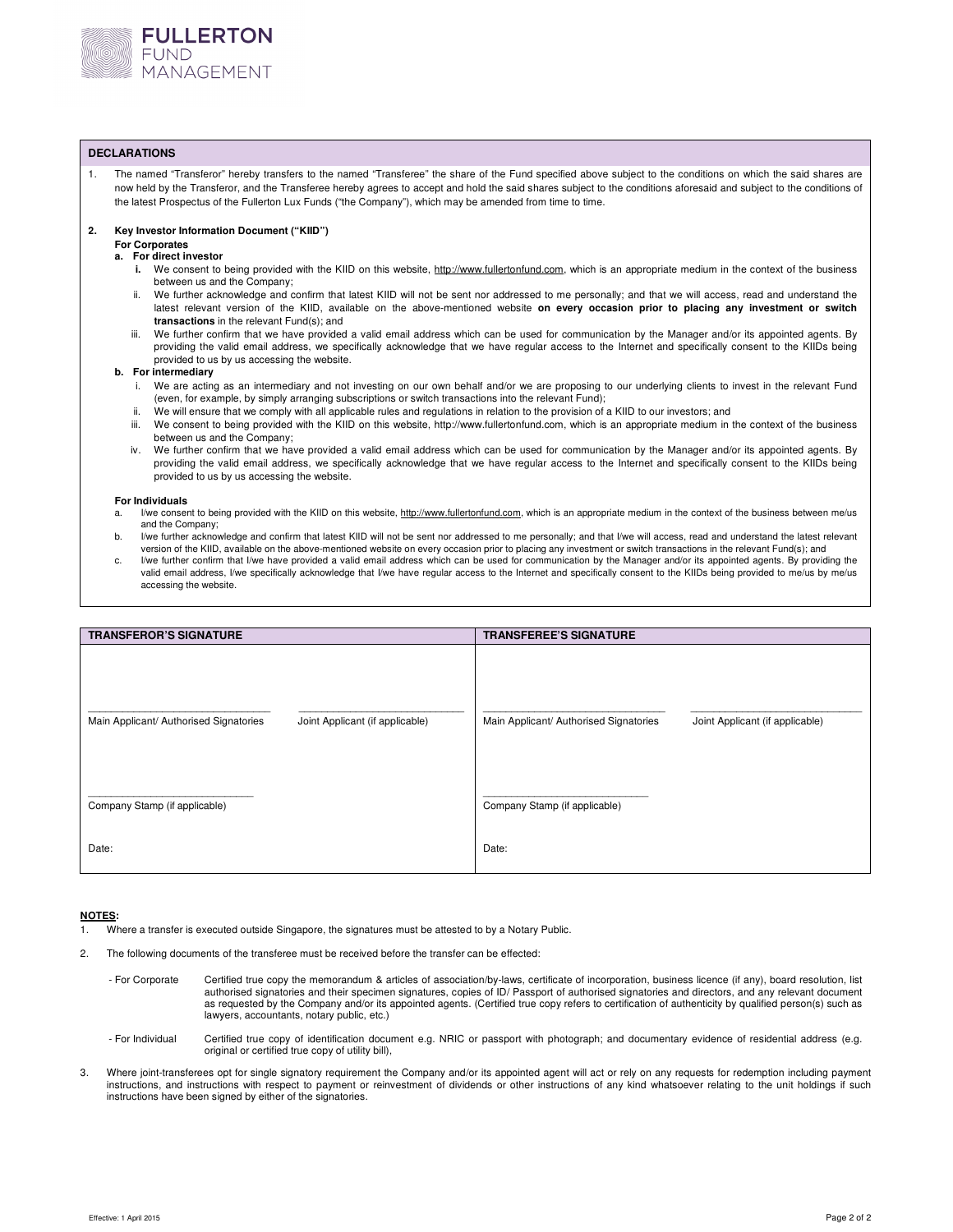FULLERTON FUND MANAGEMENT

## DECLARATIONS

1. The named "Transferor" hereby transfers to the named "Transferee" the share of the Fund specified above subject to the conditions on which the said shares are now held by the Transferor, and the Transferee hereby agrees to accept and hold the said shares subject to the conditions aforesaid and subject to the conditions of the latest Prospectus of the Fullerton Lux Funds ("the Company"), which may be amended from time to time.

2. **Key Investor Information Document ("KIID")**

   **For Corporates**

   **a. For direct investor**

   i. We consent to being provided with the KIID on this website, http://www.fullertonfund.com, which is an appropriate medium in the context of the business between us and the Company;

   ii. We further acknowledge and confirm that latest KIID will not be sent nor addressed to me personally; and that we will access, read and understand the latest relevant version of the KIID, available on the above-mentioned website **on every occasion prior to placing any investment or switch transactions** in the relevant Fund(s); and

   iii. We further confirm that we have provided a valid email address which can be used for communication by the Manager and/or its appointed agents. By providing the valid email address, we specifically acknowledge that we have regular access to the Internet and specifically consent to the KIIDs being provided to us by us accessing the website.

   **b. For intermediary**

   i. We are acting as an intermediary and not investing on our own behalf and/or we are proposing to our underlying clients to invest in the relevant Fund (even, for example, by simply arranging subscriptions or switch transactions into the relevant Fund);

   ii. We will ensure that we comply with all applicable rules and regulations in relation to the provision of a KIID to our investors; and

   iii. We consent to being provided with the KIID on this website, http://www.fullertonfund.com, which is an appropriate medium in the context of the business between us and the Company;

   iv. We further confirm that we have provided a valid email address which can be used for communication by the Manager and/or its appointed agents. By providing the valid email address, we specifically acknowledge that we have regular access to the Internet and specifically consent to the KIIDs being provided to us by us accessing the website.

   **For Individuals**

   a. I/we consent to being provided with the KIID on this website, http://www.fullertonfund.com, which is an appropriate medium in the context of the business between me/us and the Company;

   b. I/we further acknowledge and confirm that latest KIID will not be sent nor addressed to me personally; and that I/we will access, read and understand the latest relevant version of the KIID, available on the above-mentioned website on every occasion prior to placing any investment or switch transactions in the relevant Fund(s); and

   c. I/we further confirm that I/we have provided a valid email address which can be used for communication by the Manager and/or its appointed agents. By providing the valid email address, I/we specifically acknowledge that I/we have regular access to the Internet and specifically consent to the KIIDs being provided to me/us by me/us accessing the website.

| TRANSFEROR'S SIGNATURE | | TRANSFEREE'S SIGNATURE | |
|---|---|---|---|
| ______________________ Main Applicant/ Authorised Signatories | ______________________ Joint Applicant (if applicable) | ______________________ Main Applicant/ Authorised Signatories | ______________________ Joint Applicant (if applicable) |
| ______________________ Company Stamp (if applicable) | | ______________________ Company Stamp (if applicable) | |
| Date: | | Date: | |

**NOTES:**

1. Where a transfer is executed outside Singapore, the signatures must be attested to by a Notary Public.

2. The following documents of the transferee must be received before the transfer can be effected:

   - For Corporate: Certified true copy the memorandum & articles of association/by-laws, certificate of incorporation, business licence (if any), board resolution, list authorised signatories and their specimen signatures, copies of ID/ Passport of authorised signatories and directors, and any relevant document as requested by the Company and/or its appointed agents. (Certified true copy refers to certification of authenticity by qualified person(s) such as lawyers, accountants, notary public, etc.)

   - For Individual: Certified true copy of identification document e.g. NRIC or passport with photograph; and documentary evidence of residential address (e.g. original or certified true copy of utility bill),

3. Where joint-transferees opt for single signatory requirement the Company and/or its appointed agent will act or rely on any requests for redemption including payment instructions, and instructions with respect to payment or reinvestment of dividends or other instructions of any kind whatsoever relating to the unit holdings if such instructions have been signed by either of the signatories.

Effective: 1 April 2015